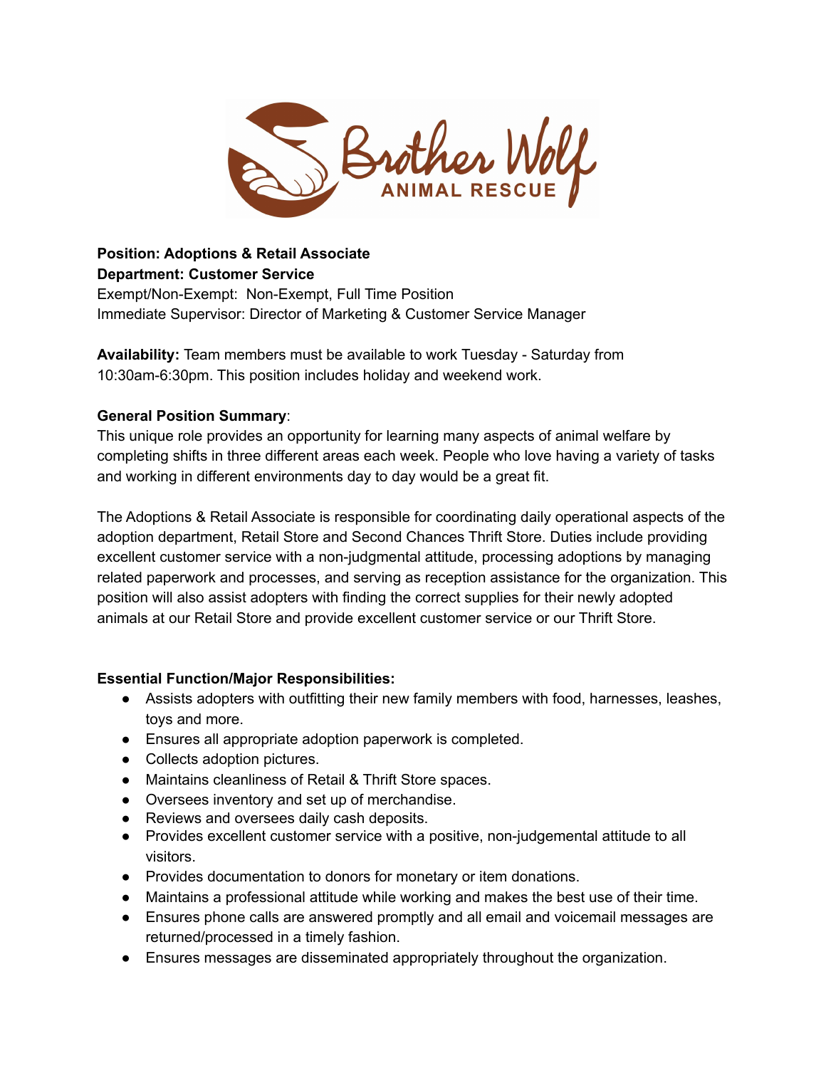Brother Wolf ANIMAL RESCUE

**Position: Adoptions & Retail Associate**
**Department: Customer Service**
Exempt/Non-Exempt: Non-Exempt, Full Time Position
Immediate Supervisor: Director of Marketing & Customer Service Manager

**Availability:** Team members must be available to work Tuesday - Saturday from 10:30am-6:30pm. This position includes holiday and weekend work.

**General Position Summary**:
This unique role provides an opportunity for learning many aspects of animal welfare by completing shifts in three different areas each week. People who love having a variety of tasks and working in different environments day to day would be a great fit.

The Adoptions & Retail Associate is responsible for coordinating daily operational aspects of the adoption department, Retail Store and Second Chances Thrift Store. Duties include providing excellent customer service with a non-judgmental attitude, processing adoptions by managing related paperwork and processes, and serving as reception assistance for the organization. This position will also assist adopters with finding the correct supplies for their newly adopted animals at our Retail Store and provide excellent customer service or our Thrift Store.

**Essential Function/Major Responsibilities:**

- Assists adopters with outfitting their new family members with food, harnesses, leashes, toys and more.
- Ensures all appropriate adoption paperwork is completed.
- Collects adoption pictures.
- Maintains cleanliness of Retail & Thrift Store spaces.
- Oversees inventory and set up of merchandise.
- Reviews and oversees daily cash deposits.
- Provides excellent customer service with a positive, non-judgemental attitude to all visitors.
- Provides documentation to donors for monetary or item donations.
- Maintains a professional attitude while working and makes the best use of their time.
- Ensures phone calls are answered promptly and all email and voicemail messages are returned/processed in a timely fashion.
- Ensures messages are disseminated appropriately throughout the organization.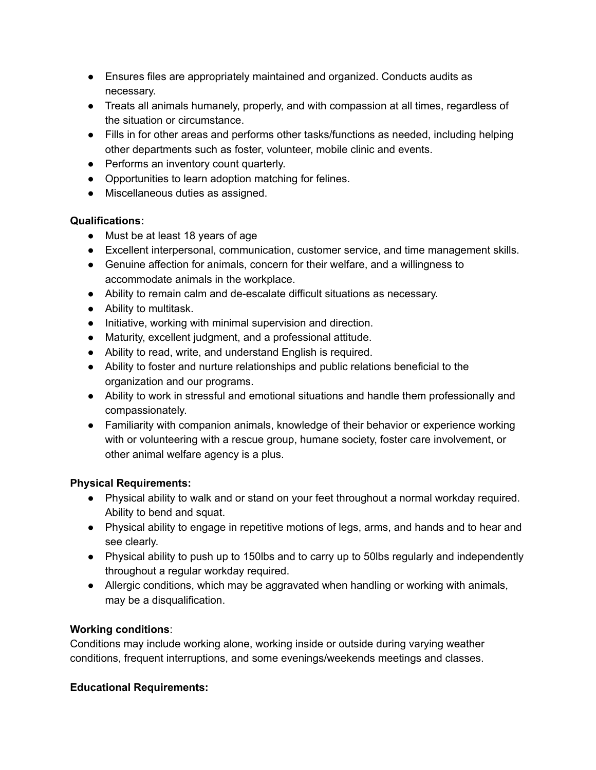- Ensures files are appropriately maintained and organized. Conducts audits as necessary.
- Treats all animals humanely, properly, and with compassion at all times, regardless of the situation or circumstance.
- Fills in for other areas and performs other tasks/functions as needed, including helping other departments such as foster, volunteer, mobile clinic and events.
- Performs an inventory count quarterly.
- Opportunities to learn adoption matching for felines.
- Miscellaneous duties as assigned.

**Qualifications:**

- Must be at least 18 years of age
- Excellent interpersonal, communication, customer service, and time management skills.
- Genuine affection for animals, concern for their welfare, and a willingness to accommodate animals in the workplace.
- Ability to remain calm and de-escalate difficult situations as necessary.
- Ability to multitask.
- Initiative, working with minimal supervision and direction.
- Maturity, excellent judgment, and a professional attitude.
- Ability to read, write, and understand English is required.
- Ability to foster and nurture relationships and public relations beneficial to the organization and our programs.
- Ability to work in stressful and emotional situations and handle them professionally and compassionately.
- Familiarity with companion animals, knowledge of their behavior or experience working with or volunteering with a rescue group, humane society, foster care involvement, or other animal welfare agency is a plus.

**Physical Requirements:**

- Physical ability to walk and or stand on your feet throughout a normal workday required. Ability to bend and squat.
- Physical ability to engage in repetitive motions of legs, arms, and hands and to hear and see clearly.
- Physical ability to push up to 150lbs and to carry up to 50lbs regularly and independently throughout a regular workday required.
- Allergic conditions, which may be aggravated when handling or working with animals, may be a disqualification.

**Working conditions**:

Conditions may include working alone, working inside or outside during varying weather conditions, frequent interruptions, and some evenings/weekends meetings and classes.

**Educational Requirements:**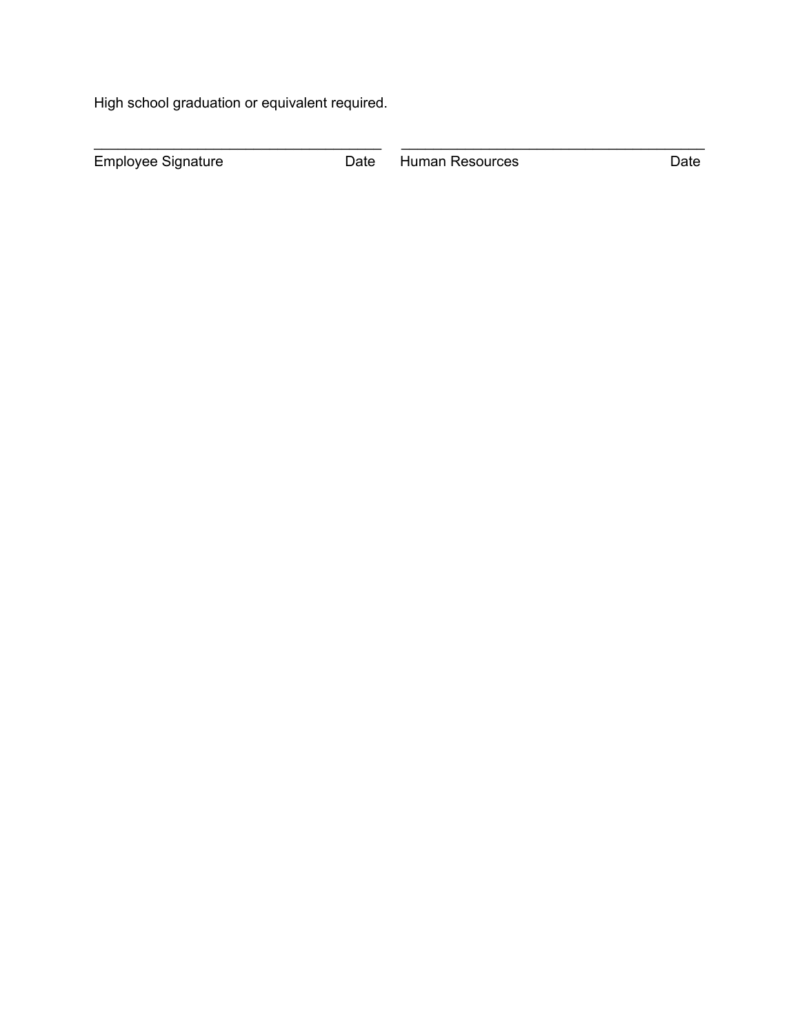High school graduation or equivalent required.

_____________________________________ _______________________________________

Employee Signature Date Human Resources Date